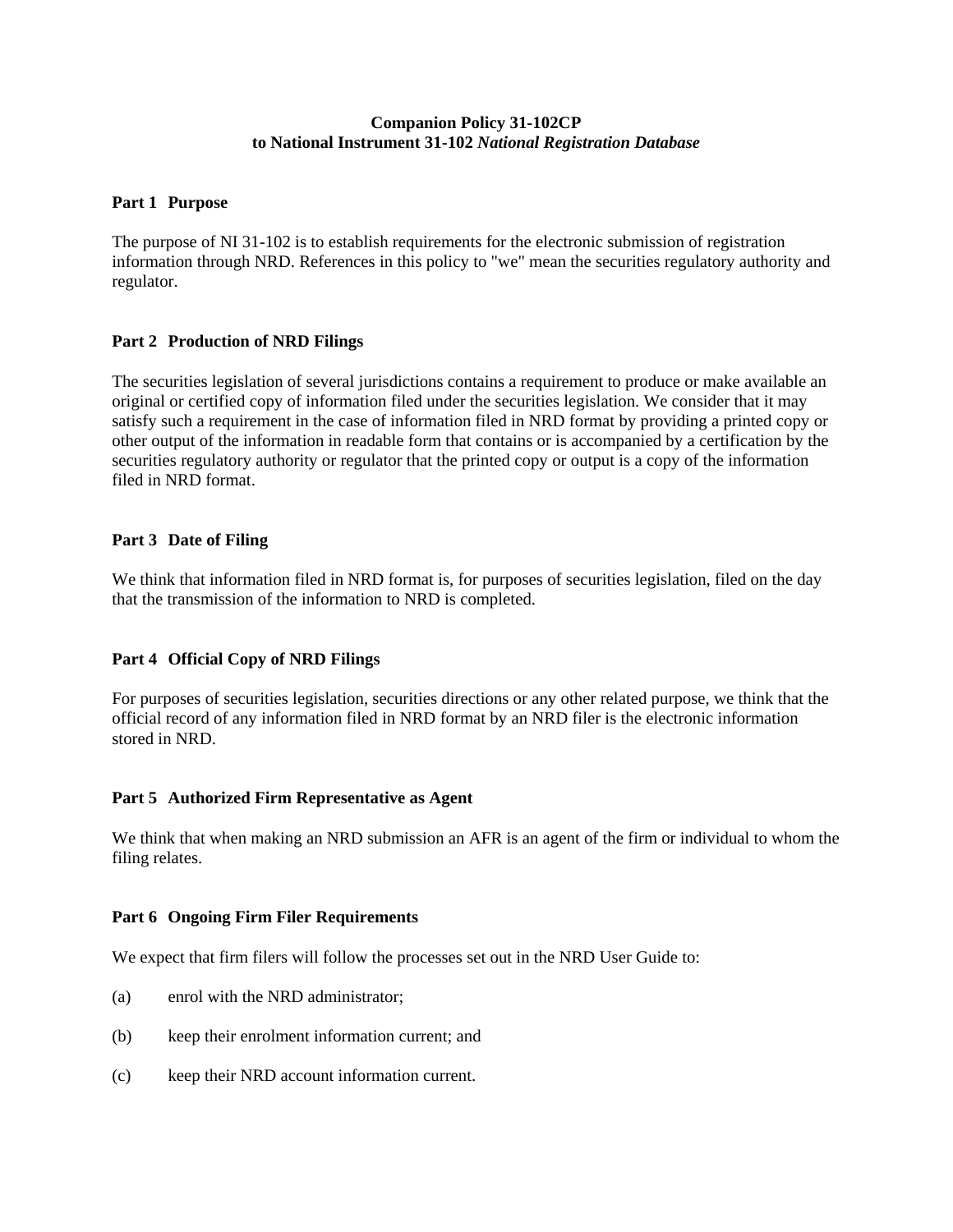**Companion Policy 31-102CP**
**to National Instrument 31-102 *National Registration Database***

## Part 1 Purpose

The purpose of NI 31-102 is to establish requirements for the electronic submission of registration information through NRD. References in this policy to "we" mean the securities regulatory authority and regulator.

## Part 2 Production of NRD Filings

The securities legislation of several jurisdictions contains a requirement to produce or make available an original or certified copy of information filed under the securities legislation. We consider that it may satisfy such a requirement in the case of information filed in NRD format by providing a printed copy or other output of the information in readable form that contains or is accompanied by a certification by the securities regulatory authority or regulator that the printed copy or output is a copy of the information filed in NRD format.

## Part 3 Date of Filing

We think that information filed in NRD format is, for purposes of securities legislation, filed on the day that the transmission of the information to NRD is completed.

## Part 4 Official Copy of NRD Filings

For purposes of securities legislation, securities directions or any other related purpose, we think that the official record of any information filed in NRD format by an NRD filer is the electronic information stored in NRD.

## Part 5 Authorized Firm Representative as Agent

We think that when making an NRD submission an AFR is an agent of the firm or individual to whom the filing relates.

## Part 6 Ongoing Firm Filer Requirements

We expect that firm filers will follow the processes set out in the NRD User Guide to:

(a) enrol with the NRD administrator;

(b) keep their enrolment information current; and

(c) keep their NRD account information current.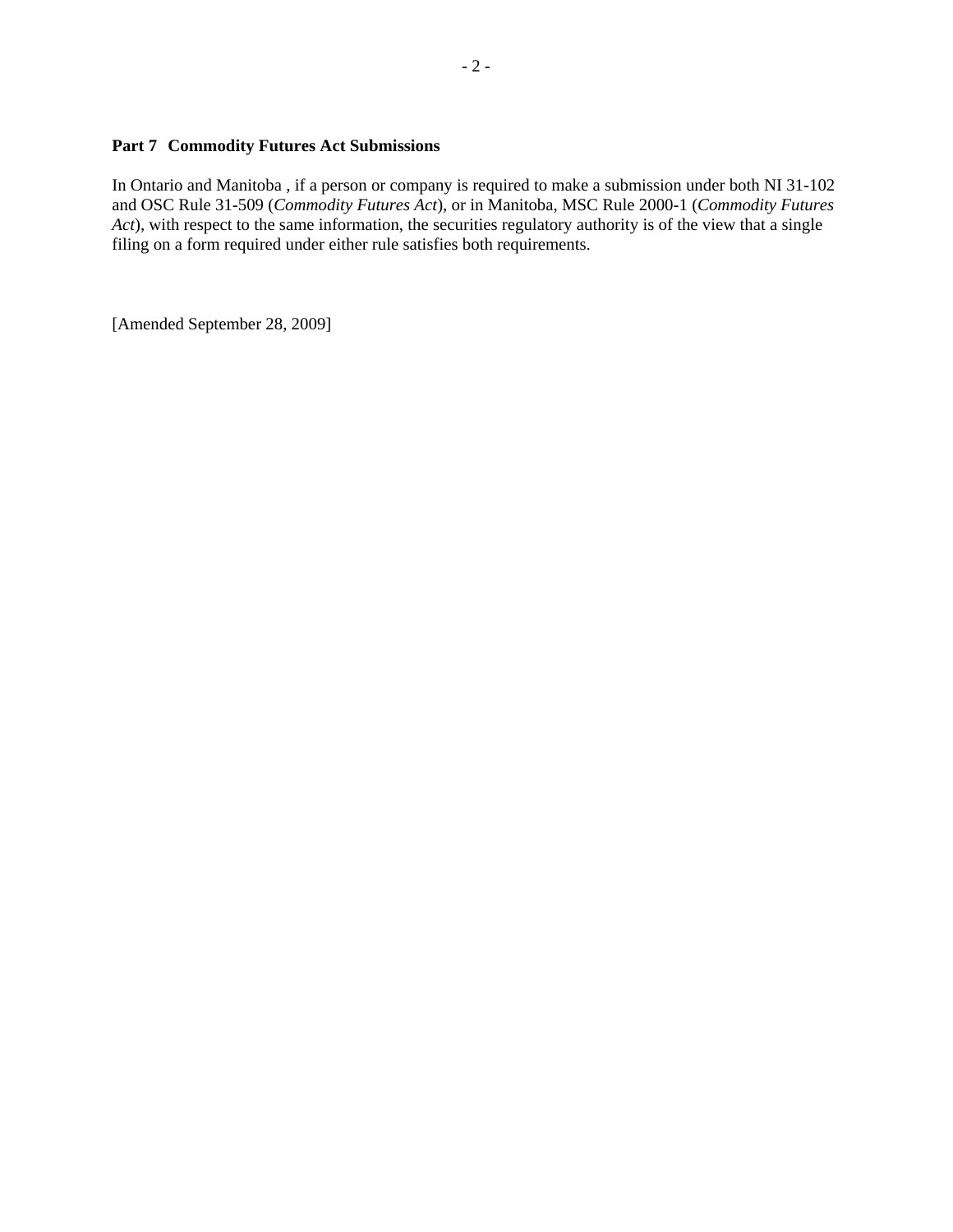**Part 7 Commodity Futures Act Submissions**

In Ontario and Manitoba , if a person or company is required to make a submission under both NI 31-102 and OSC Rule 31-509 (*Commodity Futures Act*), or in Manitoba, MSC Rule 2000-1 (*Commodity Futures Act*), with respect to the same information, the securities regulatory authority is of the view that a single filing on a form required under either rule satisfies both requirements.

[Amended September 28, 2009]